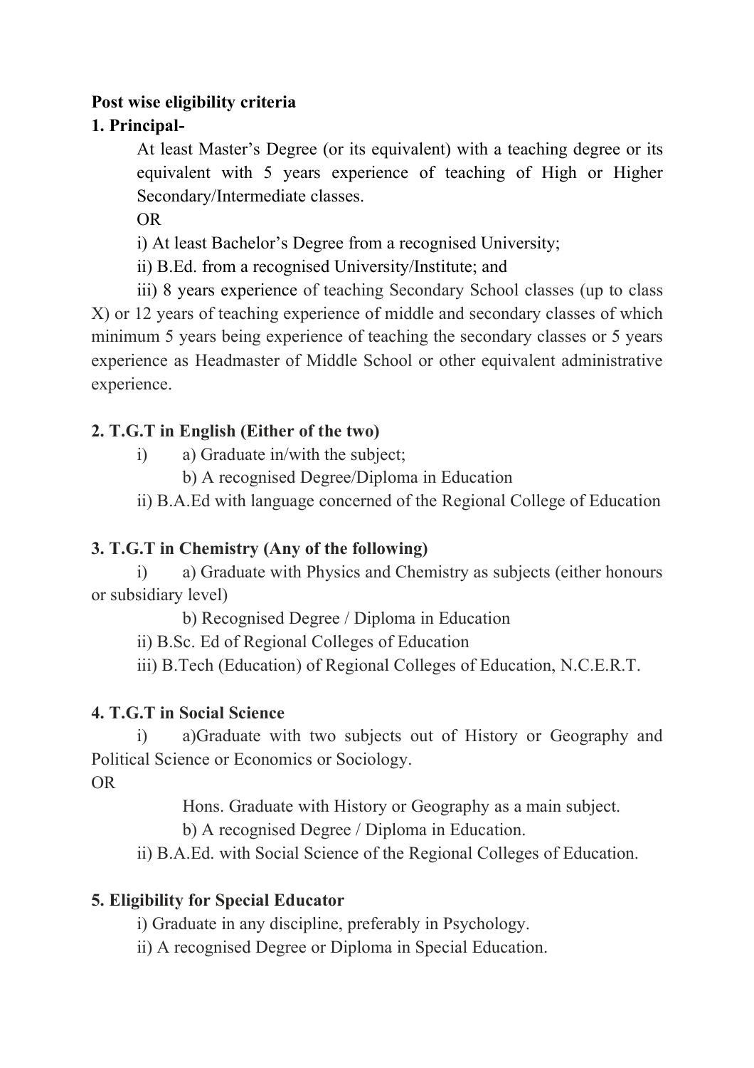**Post wise eligibility criteria**

**1. Principal-**

At least Master's Degree (or its equivalent) with a teaching degree or its equivalent with 5 years experience of teaching of High or Higher Secondary/Intermediate classes.

OR

i) At least Bachelor's Degree from a recognised University;

ii) B.Ed. from a recognised University/Institute; and

iii) 8 years experience of teaching Secondary School classes (up to class X) or 12 years of teaching experience of middle and secondary classes of which minimum 5 years being experience of teaching the secondary classes or 5 years experience as Headmaster of Middle School or other equivalent administrative experience.

**2. T.G.T in English (Either of the two)**

i) a) Graduate in/with the subject;

b) A recognised Degree/Diploma in Education

ii) B.A.Ed with language concerned of the Regional College of Education

**3. T.G.T in Chemistry (Any of the following)**

i) a) Graduate with Physics and Chemistry as subjects (either honours or subsidiary level)

b) Recognised Degree / Diploma in Education

ii) B.Sc. Ed of Regional Colleges of Education

iii) B.Tech (Education) of Regional Colleges of Education, N.C.E.R.T.

**4. T.G.T in Social Science**

i) a)Graduate with two subjects out of History or Geography and Political Science or Economics or Sociology.

OR

Hons. Graduate with History or Geography as a main subject.

b) A recognised Degree / Diploma in Education.

ii) B.A.Ed. with Social Science of the Regional Colleges of Education.

**5. Eligibility for Special Educator**

i) Graduate in any discipline, preferably in Psychology.

ii) A recognised Degree or Diploma in Special Education.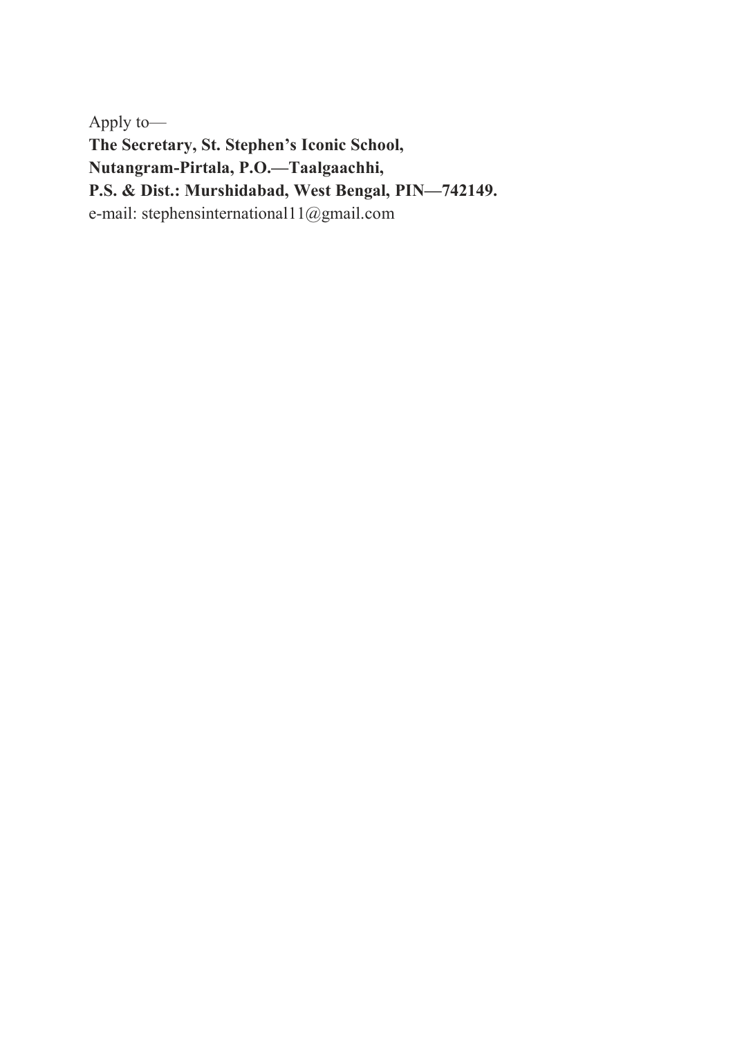Apply to—

**The Secretary, St. Stephen's Iconic School,**
**Nutangram-Pirtala, P.O.—Taalgaachhi,**
**P.S. & Dist.: Murshidabad, West Bengal, PIN—742149.**
e-mail: stephensinternational11@gmail.com